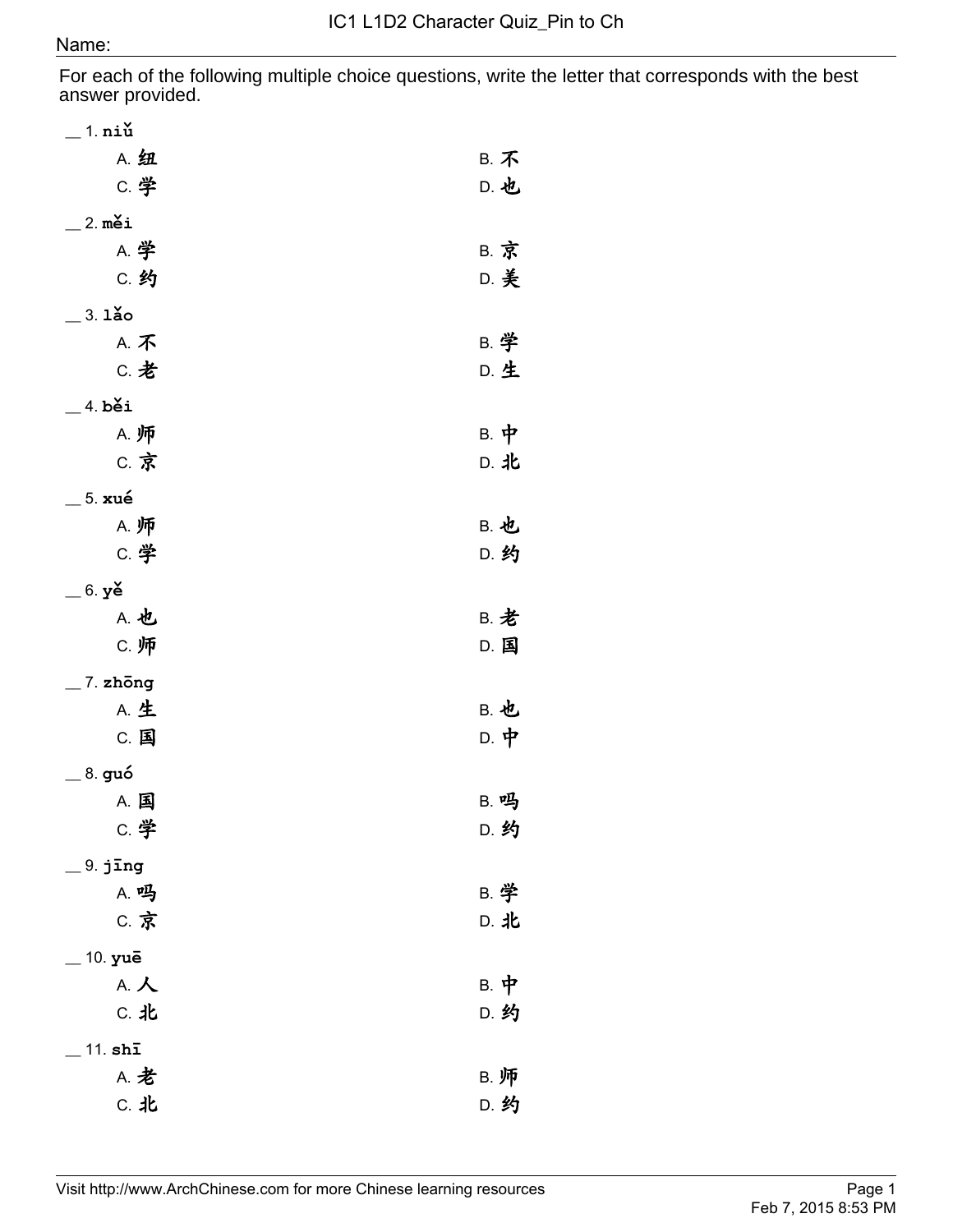# IC1 L1D2 Character Quiz_Pin to Ch

Name:

For each of the following multiple choice questions, write the letter that corresponds with the best answer provided.

__ 1. **niǔ**

A. 纽　　B. 不
C. 学　　D. 也

__ 2. **měi**

A. 学　　B. 京
C. 约　　D. 美

__ 3. **lǎo**

A. 不　　B. 学
C. 老　　D. 生

__ 4. **běi**

A. 师　　B. 中
C. 京　　D. 北

__ 5. **xué**

A. 师　　B. 也
C. 学　　D. 约

__ 6. **yě**

A. 也　　B. 老
C. 师　　D. 国

__ 7. **zhōng**

A. 生　　B. 也
C. 国　　D. 中

__ 8. **guó**

A. 国　　B. 吗
C. 学　　D. 约

__ 9. **jīng**

A. 吗　　B. 学
C. 京　　D. 北

__ 10. **yuē**

A. 人　　B. 中
C. 北　　D. 约

__ 11. **shī**

A. 老　　B. 师
C. 北　　D. 约

Visit http://www.ArchChinese.com for more Chinese learning resources

Feb 7, 2015 8:53 PM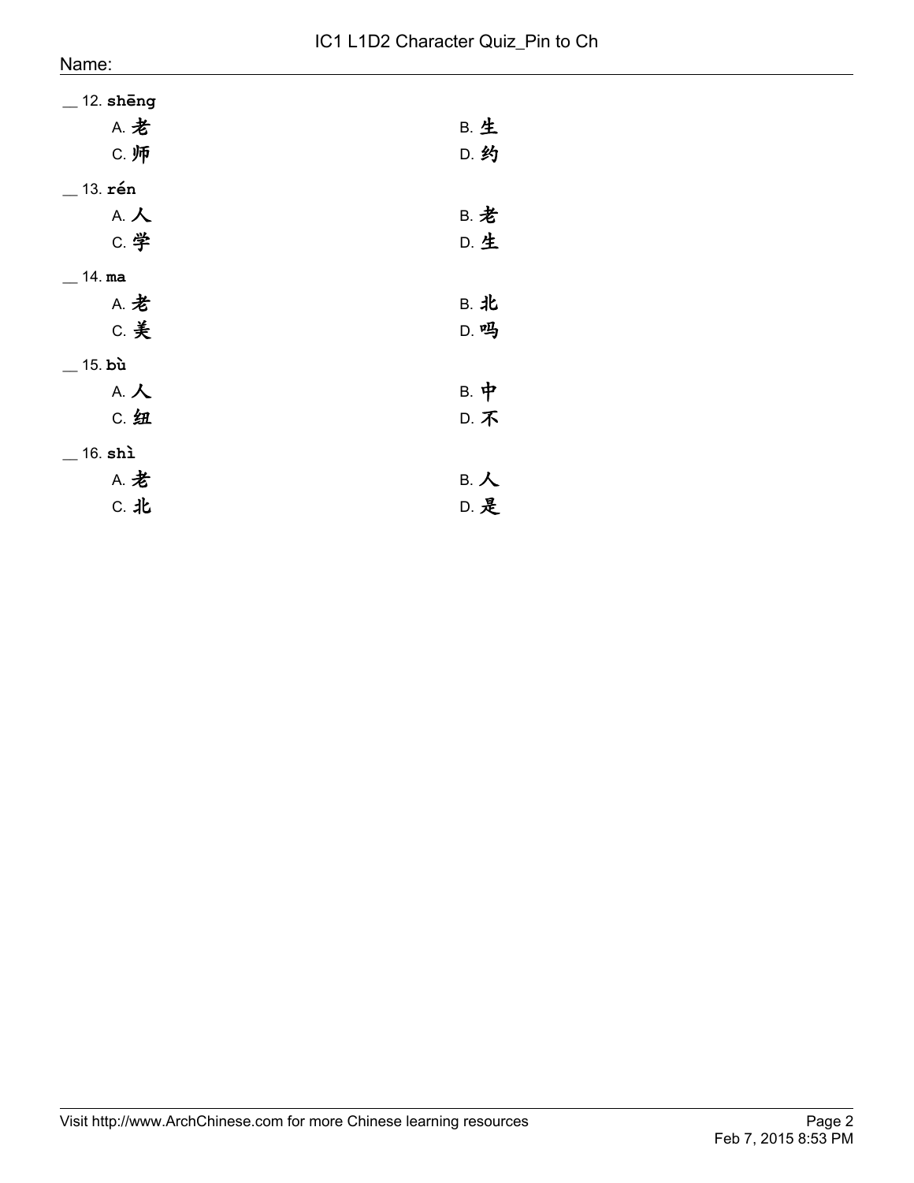Name:

__ 12. **shēng**

A. 老　　B. 生
C. 师　　D. 约

__ 13. **rén**

A. 人　　B. 老
C. 学　　D. 生

__ 14. **ma**

A. 老　　B. 北
C. 美　　D. 吗

__ 15. **bù**

A. 人　　B. 中
C. 纽　　D. 不

__ 16. **shì**

A. 老　　B. 人
C. 北　　D. 是